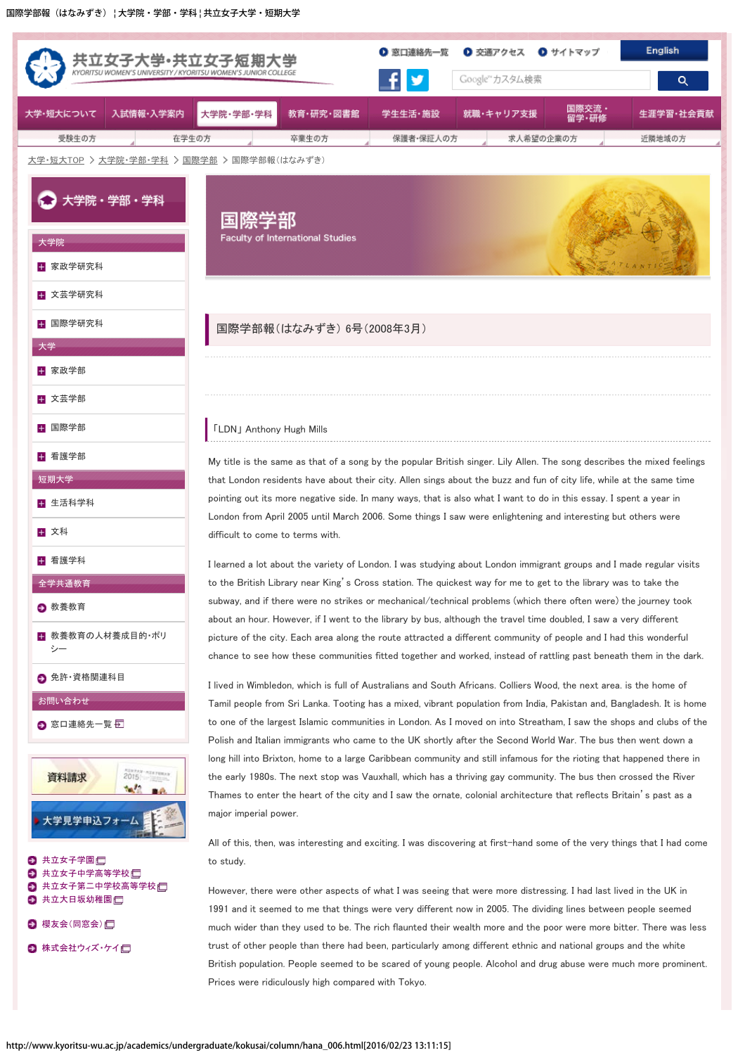国際学部

Faculty of International Studies

# 国際学部報（はなみずき）6号（2008年3月）

## 「LDN」Anthony Hugh Mills

My title is the same as that of a song by the popular British singer. Lily Allen. The song describes the mixed feelings that London residents have about their city. Allen sings about the buzz and fun of city life, while at the same time pointing out its more negative side. In many ways, that is also what I want to do in this essay. I spent a year in London from April 2005 until March 2006. Some things I saw were enlightening and interesting but others were difficult to come to terms with.

I learned a lot about the variety of London. I was studying about London immigrant groups and I made regular visits to the British Library near King's Cross station. The quickest way for me to get to the library was to take the subway, and if there were no strikes or mechanical/technical problems (which there often were) the journey took about an hour. However, if I went to the library by bus, although the travel time doubled, I saw a very different picture of the city. Each area along the route attracted a different community of people and I had this wonderful chance to see how these communities fitted together and worked, instead of rattling past beneath them in the dark.

I lived in Wimbledon, which is full of Australians and South Africans. Colliers Wood, the next area. is the home of Tamil people from Sri Lanka. Tooting has a mixed, vibrant population from India, Pakistan and, Bangladesh. It is home to one of the largest Islamic communities in London. As I moved on into Streatham, I saw the shops and clubs of the Polish and Italian immigrants who came to the UK shortly after the Second World War. The bus then went down a long hill into Brixton, home to a large Caribbean community and still infamous for the rioting that happened there in the early 1980s. The next stop was Vauxhall, which has a thriving gay community. The bus then crossed the River Thames to enter the heart of the city and I saw the ornate, colonial architecture that reflects Britain's past as a major imperial power.

All of this, then, was interesting and exciting. I was discovering at first-hand some of the very things that I had come to study.

However, there were other aspects of what I was seeing that were more distressing. I had last lived in the UK in 1991 and it seemed to me that things were very different now in 2005. The dividing lines between people seemed much wider than they used to be. The rich flaunted their wealth more and the poor were more bitter. There was less trust of other people than there had been, particularly among different ethnic and national groups and the white British population. People seemed to be scared of young people. Alcohol and drug abuse were much more prominent. Prices were ridiculously high compared with Tokyo.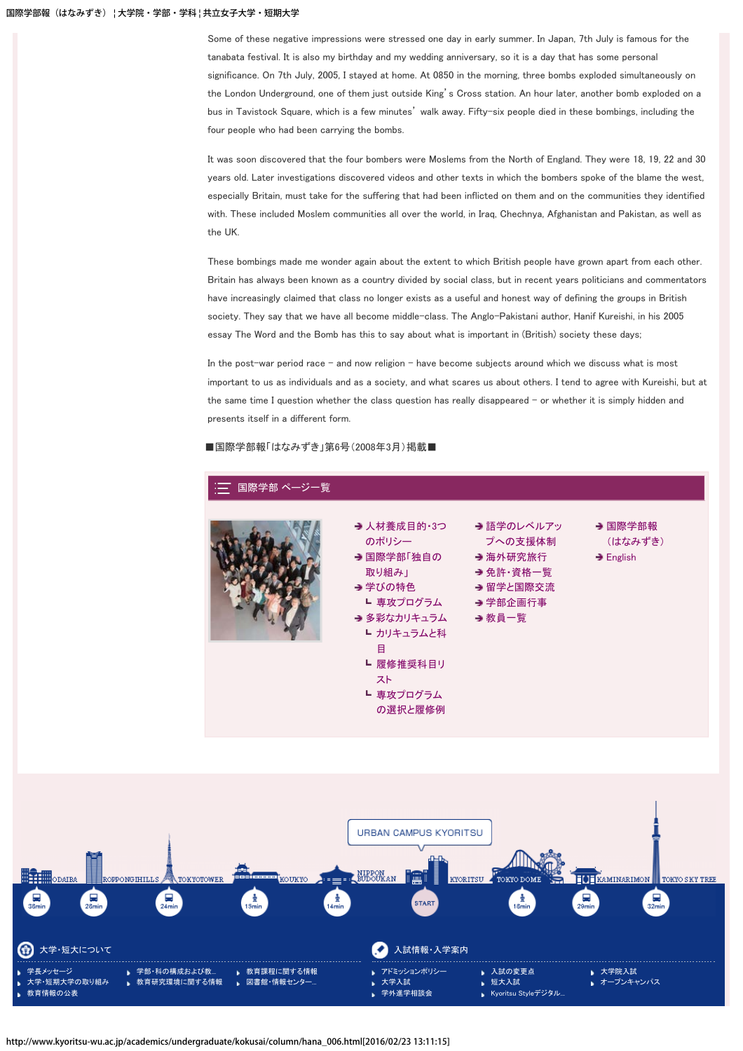Some of these negative impressions were stressed one day in early summer. In Japan, 7th July is famous for the tanabata festival. It is also my birthday and my wedding anniversary, so it is a day that has some personal significance. On 7th July, 2005, I stayed at home. At 0850 in the morning, three bombs exploded simultaneously on the London Underground, one of them just outside King's Cross station. An hour later, another bomb exploded on a bus in Tavistock Square, which is a few minutes' walk away. Fifty-six people died in these bombings, including the four people who had been carrying the bombs.

It was soon discovered that the four bombers were Moslems from the North of England. They were 18, 19, 22 and 30 years old. Later investigations discovered videos and other texts in which the bombers spoke of the blame the west, especially Britain, must take for the suffering that had been inflicted on them and on the communities they identified with. These included Moslem communities all over the world, in Iraq, Chechnya, Afghanistan and Pakistan, as well as the UK.

These bombings made me wonder again about the extent to which British people have grown apart from each other. Britain has always been known as a country divided by social class, but in recent years politicians and commentators have increasingly claimed that class no longer exists as a useful and honest way of defining the groups in British society. They say that we have all become middle-class. The Anglo-Pakistani author, Hanif Kureishi, in his 2005 essay The Word and the Bomb has this to say about what is important in (British) society these days;

In the post-war period race – and now religion – have become subjects around which we discuss what is most important to us as individuals and as a society, and what scares us about others. I tend to agree with Kureishi, but at the same time I question whether the class question has really disappeared – or whether it is simply hidden and presents itself in a different form.

■国際学部報「はなみずき」第6号（2008年3月）掲載■

## 国際学部 ページ一覧

- 人材養成目的･3つのポリシー
- 国際学部「独自の取り組み」
- 学びの特色
  - 専攻プログラム
- 多彩なカリキュラム
  - カリキュラムと科目
  - 履修推奨科目リスト
  - 専攻プログラムの選択と履修例
- 語学のレベルアップへの支援体制
- 海外研究旅行
- 免許・資格一覧
- 留学と国際交流
- 学部企画行事
- 教員一覧
- 国際学部報（はなみずき）
- English

URBAN CAMPUS KYORITSU

ODAIBA 38min / ROPPONGIHILLS 28min / TOKYOTOWER 24min / KOUKYO 15min / NIPPON BUDOUKAN 14min / KYORITSU START / TOKYO DOME 18min / KAMINARIMON 29min / TOKYO SKY TREE 32min

### 大学・短大について

- 学長メッセージ
- 大学･短期大学の取り組み
- 教育情報の公表
- 学部・科の構成および教...
- 教育研究環境に関する情報
- 教育課程に関する情報
- 図書館・情報センター...

### 入試情報・入学案内

- アドミッションポリシー
- 大学入試
- 学外進学相談会
- 入試の変更点
- 短大入試
- Kyoritsu Styleデジタル...
- 大学院入試
- オープンキャンパス